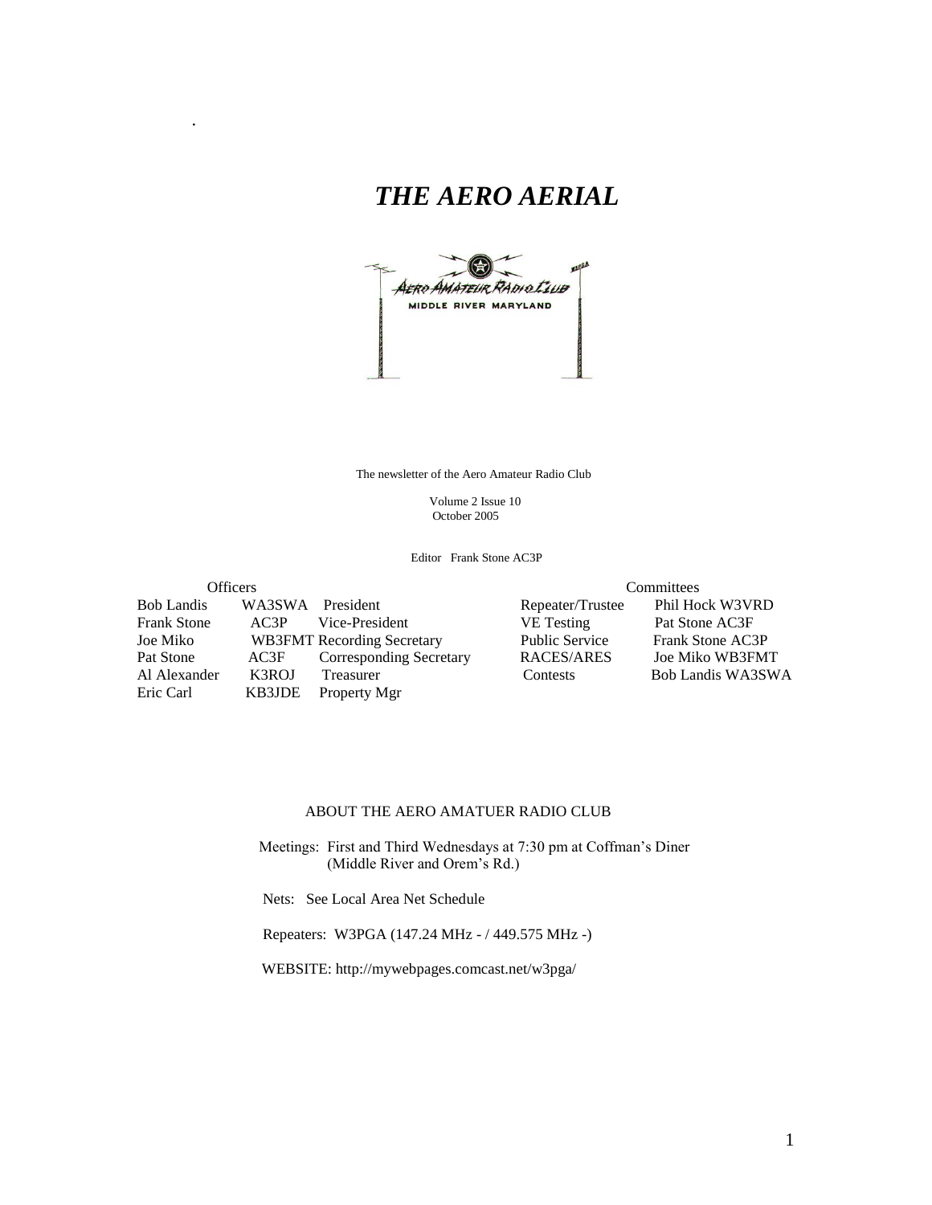.

# *THE AERO AERIAL*

The newsletter of the Aero Amateur Radio Club

Volume 2 Issue 10
October 2005

Editor Frank Stone AC3P

| Officers | | | Committees | |
|---|---|---|---|---|
| Bob Landis | WA3SWA | President | Repeater/Trustee | Phil Hock W3VRD |
| Frank Stone | AC3P | Vice-President | VE Testing | Pat Stone AC3F |
| Joe Miko | WB3FMT | Recording Secretary | Public Service | Frank Stone AC3P |
| Pat Stone | AC3F | Corresponding Secretary | RACES/ARES | Joe Miko WB3FMT |
| Al Alexander | K3ROJ | Treasurer | Contests | Bob Landis WA3SWA |
| Eric Carl | KB3JDE | Property Mgr | | |

ABOUT THE AERO AMATUER RADIO CLUB

Meetings: First and Third Wednesdays at 7:30 pm at Coffman's Diner (Middle River and Orem's Rd.)

Nets: See Local Area Net Schedule

Repeaters: W3PGA (147.24 MHz - / 449.575 MHz -)

WEBSITE: http://mywebpages.comcast.net/w3pga/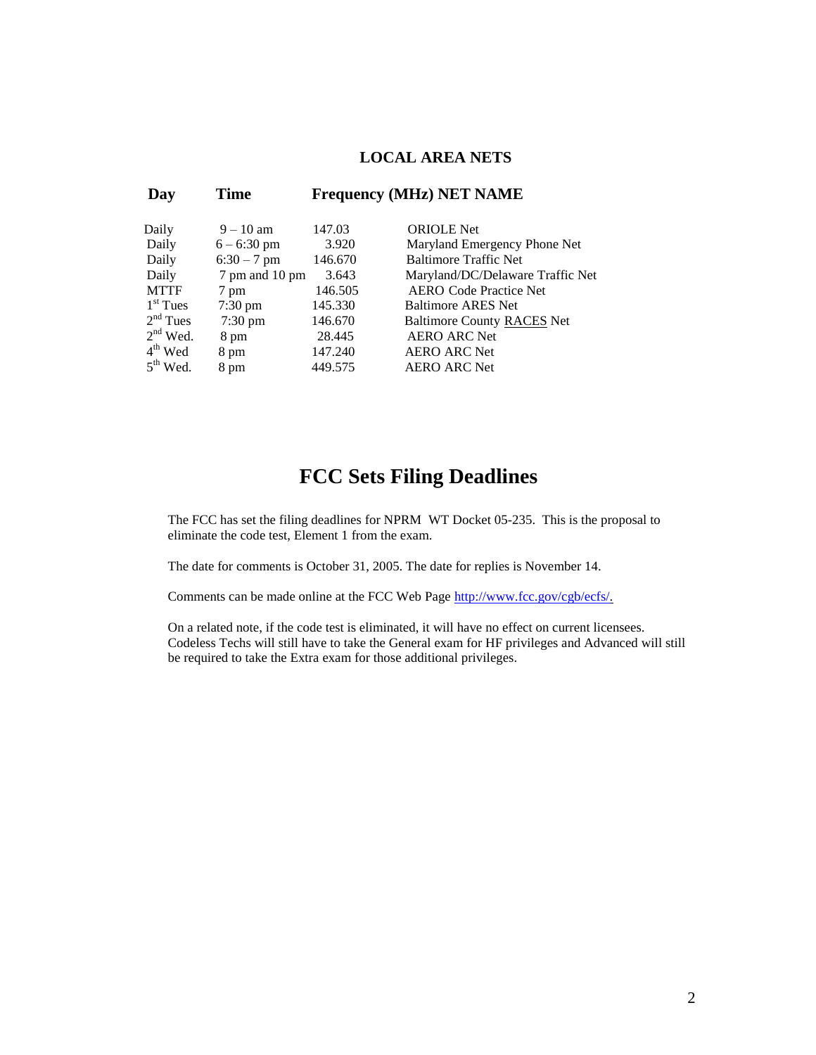## LOCAL AREA NETS

| Day | Time | Frequency (MHz) | NET NAME |
|---|---|---|---|
| Daily | 9 – 10 am | 147.03 | ORIOLE Net |
| Daily | 6 – 6:30 pm | 3.920 | Maryland Emergency Phone Net |
| Daily | 6:30 – 7 pm | 146.670 | Baltimore Traffic Net |
| Daily | 7 pm and 10 pm | 3.643 | Maryland/DC/Delaware Traffic Net |
| MTTF | 7 pm | 146.505 | AERO Code Practice Net |
| 1st Tues | 7:30 pm | 145.330 | Baltimore ARES Net |
| 2nd Tues | 7:30 pm | 146.670 | Baltimore County RACES Net |
| 2nd Wed. | 8 pm | 28.445 | AERO ARC Net |
| 4th Wed | 8 pm | 147.240 | AERO ARC Net |
| 5th Wed. | 8 pm | 449.575 | AERO ARC Net |

# FCC Sets Filing Deadlines

The FCC has set the filing deadlines for NPRM WT Docket 05-235. This is the proposal to eliminate the code test, Element 1 from the exam.

The date for comments is October 31, 2005. The date for replies is November 14.

Comments can be made online at the FCC Web Page http://www.fcc.gov/cgb/ecfs/.

On a related note, if the code test is eliminated, it will have no effect on current licensees. Codeless Techs will still have to take the General exam for HF privileges and Advanced will still be required to take the Extra exam for those additional privileges.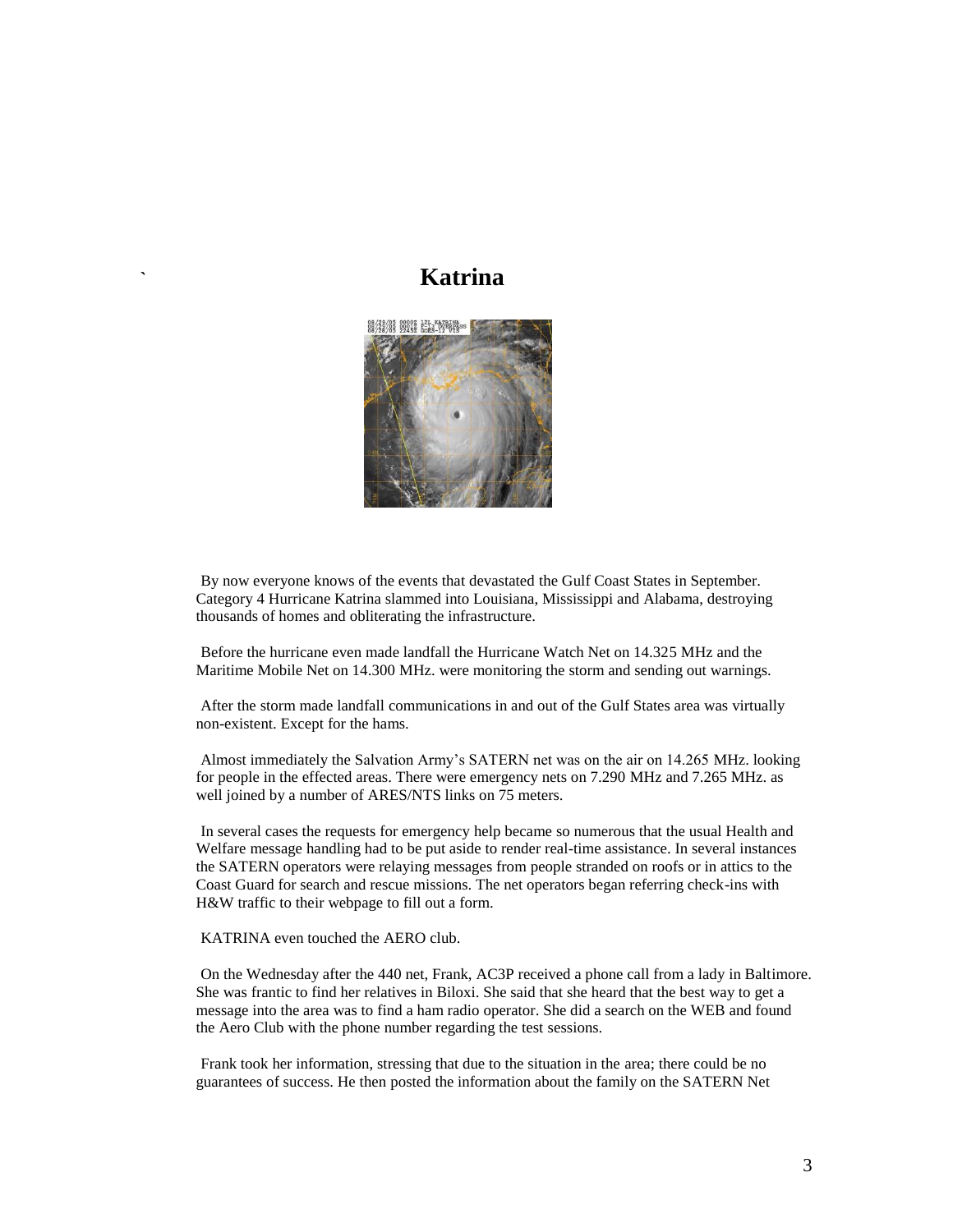# Katrina

By now everyone knows of the events that devastated the Gulf Coast States in September. Category 4 Hurricane Katrina slammed into Louisiana, Mississippi and Alabama, destroying thousands of homes and obliterating the infrastructure.

Before the hurricane even made landfall the Hurricane Watch Net on 14.325 MHz and the Maritime Mobile Net on 14.300 MHz. were monitoring the storm and sending out warnings.

After the storm made landfall communications in and out of the Gulf States area was virtually non-existent. Except for the hams.

Almost immediately the Salvation Army's SATERN net was on the air on 14.265 MHz. looking for people in the effected areas. There were emergency nets on 7.290 MHz and 7.265 MHz. as well joined by a number of ARES/NTS links on 75 meters.

In several cases the requests for emergency help became so numerous that the usual Health and Welfare message handling had to be put aside to render real-time assistance. In several instances the SATERN operators were relaying messages from people stranded on roofs or in attics to the Coast Guard for search and rescue missions. The net operators began referring check-ins with H&W traffic to their webpage to fill out a form.

KATRINA even touched the AERO club.

On the Wednesday after the 440 net, Frank, AC3P received a phone call from a lady in Baltimore. She was frantic to find her relatives in Biloxi. She said that she heard that the best way to get a message into the area was to find a ham radio operator. She did a search on the WEB and found the Aero Club with the phone number regarding the test sessions.

Frank took her information, stressing that due to the situation in the area; there could be no guarantees of success. He then posted the information about the family on the SATERN Net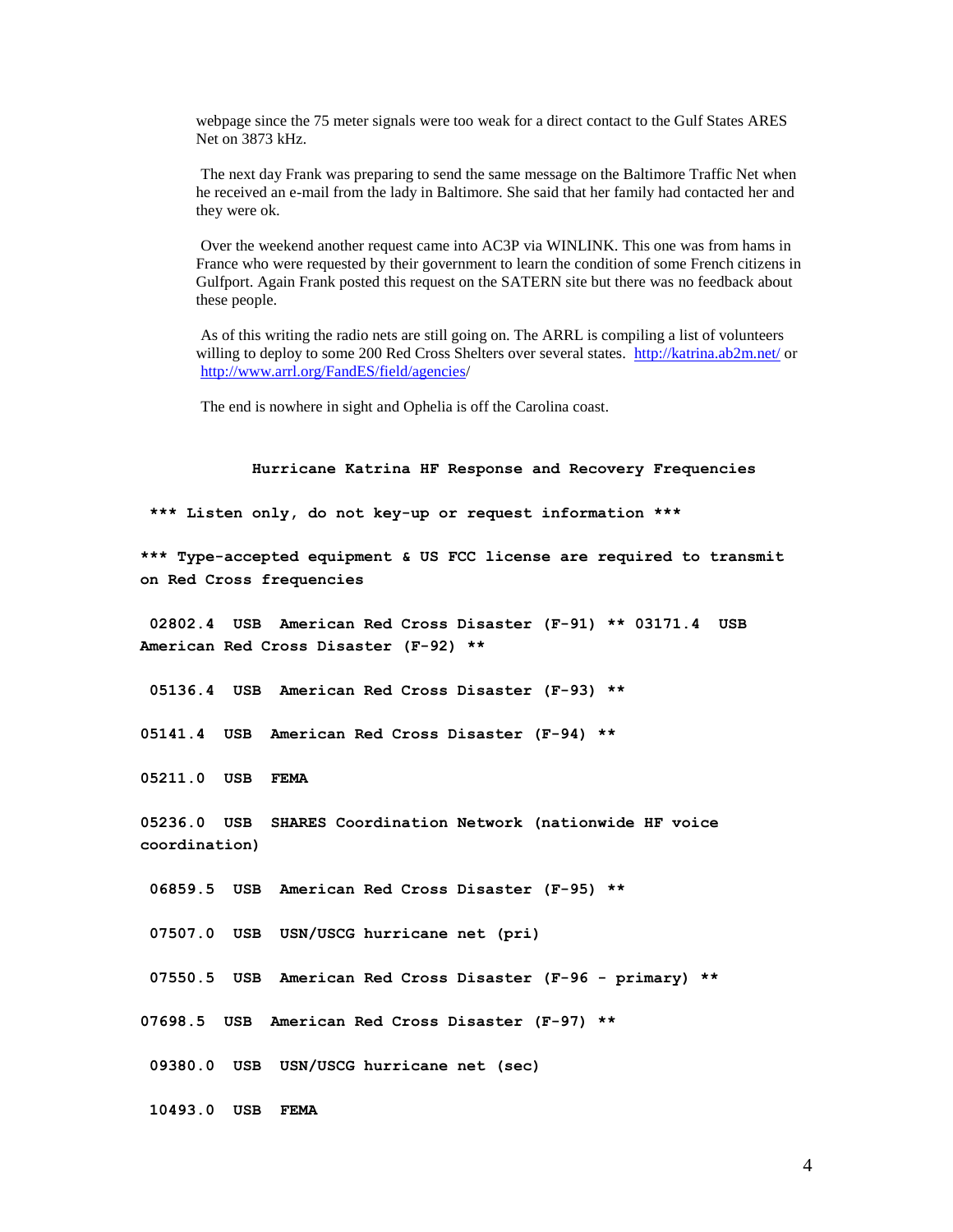webpage since the 75 meter signals were too weak for a direct contact to the Gulf States ARES Net on 3873 kHz.

The next day Frank was preparing to send the same message on the Baltimore Traffic Net when he received an e-mail from the lady in Baltimore. She said that her family had contacted her and they were ok.

Over the weekend another request came into AC3P via WINLINK. This one was from hams in France who were requested by their government to learn the condition of some French citizens in Gulfport. Again Frank posted this request on the SATERN site but there was no feedback about these people.

As of this writing the radio nets are still going on. The ARRL is compiling a list of volunteers willing to deploy to some 200 Red Cross Shelters over several states. http://katrina.ab2m.net/ or http://www.arrl.org/FandES/field/agencies/

The end is nowhere in sight and Ophelia is off the Carolina coast.

**Hurricane Katrina HF Response and Recovery Frequencies**

**\*\*\* Listen only, do not key-up or request information \*\*\***

**\*\*\* Type-accepted equipment & US FCC license are required to transmit on Red Cross frequencies**

**02802.4 USB American Red Cross Disaster (F-91) \*\* 03171.4 USB American Red Cross Disaster (F-92) \*\***

**05136.4 USB American Red Cross Disaster (F-93) \*\***

**05141.4 USB American Red Cross Disaster (F-94) \*\***

**05211.0 USB FEMA**

**05236.0 USB SHARES Coordination Network (nationwide HF voice coordination)**

**06859.5 USB American Red Cross Disaster (F-95) \*\***

**07507.0 USB USN/USCG hurricane net (pri)**

**07550.5 USB American Red Cross Disaster (F-96 - primary) \*\***

**07698.5 USB American Red Cross Disaster (F-97) \*\***

**09380.0 USB USN/USCG hurricane net (sec)**

**10493.0 USB FEMA**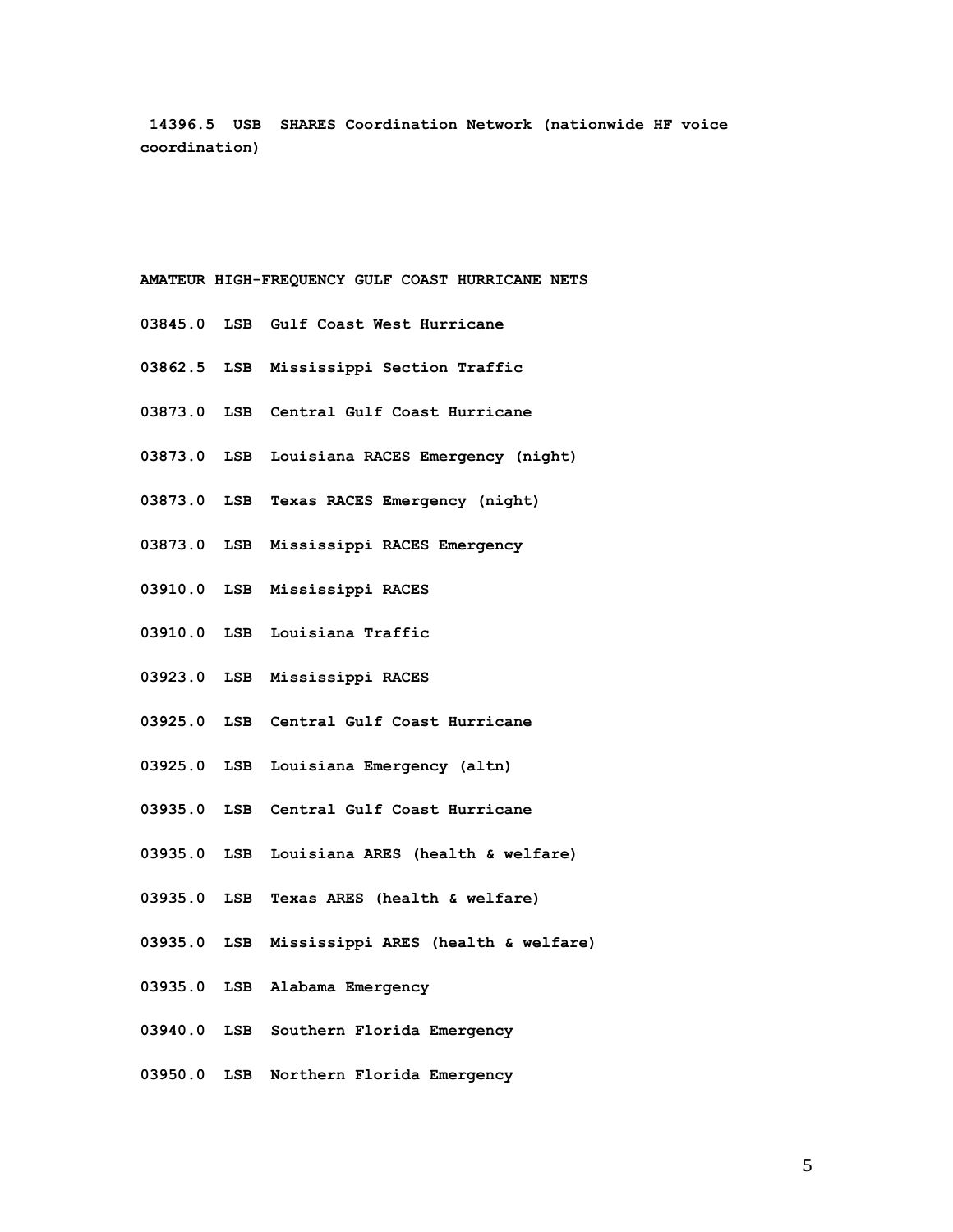**14396.5 USB SHARES Coordination Network (nationwide HF voice coordination)**

**AMATEUR HIGH-FREQUENCY GULF COAST HURRICANE NETS**

**03845.0 LSB Gulf Coast West Hurricane**

**03862.5 LSB Mississippi Section Traffic**

**03873.0 LSB Central Gulf Coast Hurricane**

**03873.0 LSB Louisiana RACES Emergency (night)**

**03873.0 LSB Texas RACES Emergency (night)**

**03873.0 LSB Mississippi RACES Emergency**

**03910.0 LSB Mississippi RACES**

**03910.0 LSB Louisiana Traffic**

**03923.0 LSB Mississippi RACES**

**03925.0 LSB Central Gulf Coast Hurricane**

**03925.0 LSB Louisiana Emergency (altn)**

**03935.0 LSB Central Gulf Coast Hurricane**

**03935.0 LSB Louisiana ARES (health & welfare)**

**03935.0 LSB Texas ARES (health & welfare)**

**03935.0 LSB Mississippi ARES (health & welfare)**

**03935.0 LSB Alabama Emergency**

**03940.0 LSB Southern Florida Emergency**

**03950.0 LSB Northern Florida Emergency**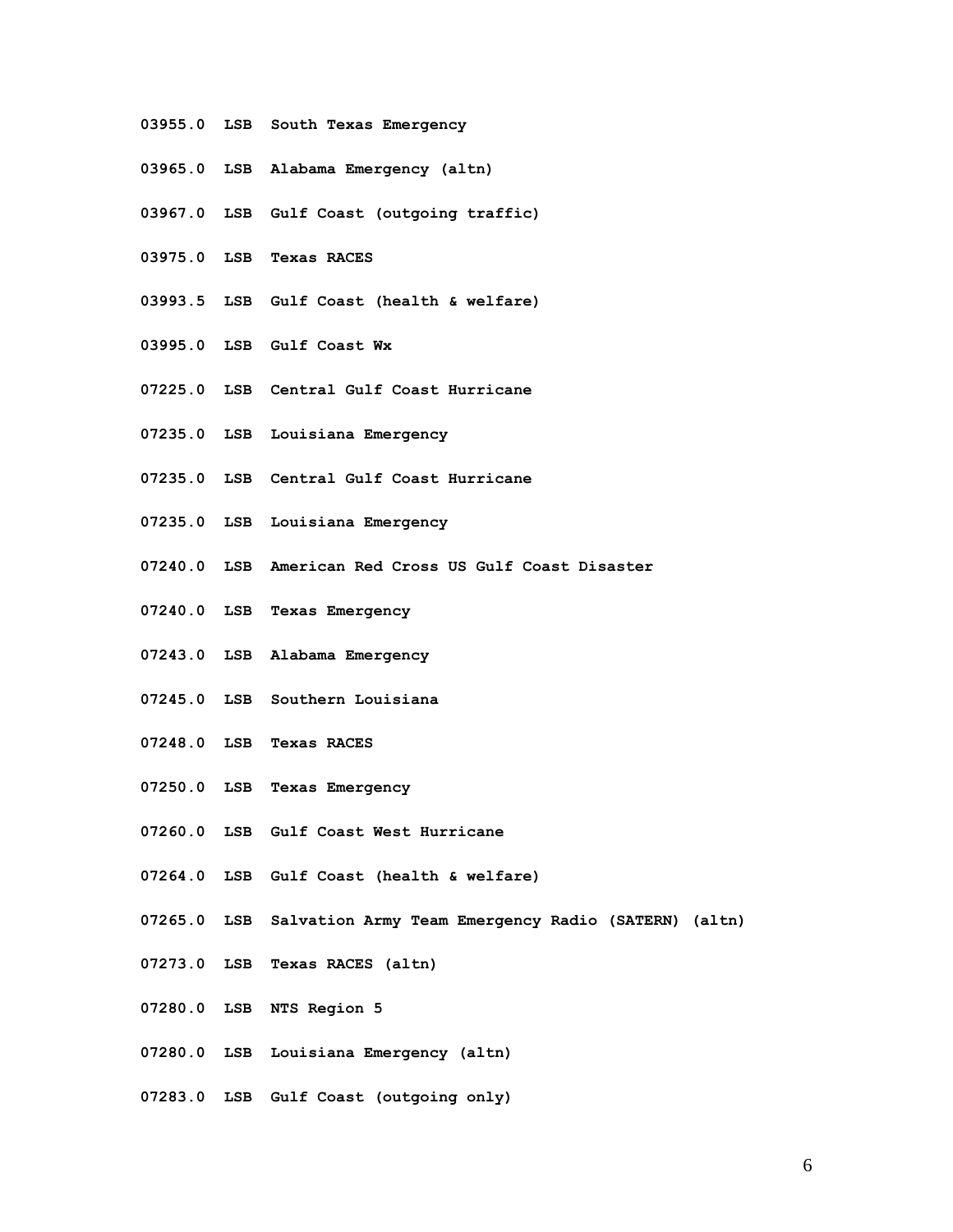**03955.0  LSB  South Texas Emergency**

**03965.0  LSB  Alabama Emergency (altn)**

**03967.0  LSB  Gulf Coast (outgoing traffic)**

**03975.0  LSB  Texas RACES**

**03993.5  LSB  Gulf Coast (health & welfare)**

**03995.0  LSB  Gulf Coast Wx**

**07225.0  LSB  Central Gulf Coast Hurricane**

**07235.0  LSB  Louisiana Emergency**

**07235.0  LSB  Central Gulf Coast Hurricane**

**07235.0  LSB  Louisiana Emergency**

**07240.0  LSB  American Red Cross US Gulf Coast Disaster**

**07240.0  LSB  Texas Emergency**

**07243.0  LSB  Alabama Emergency**

**07245.0  LSB  Southern Louisiana**

**07248.0  LSB  Texas RACES**

**07250.0  LSB  Texas Emergency**

**07260.0  LSB  Gulf Coast West Hurricane**

**07264.0  LSB  Gulf Coast (health & welfare)**

**07265.0  LSB  Salvation Army Team Emergency Radio (SATERN) (altn)**

**07273.0  LSB  Texas RACES (altn)**

**07280.0  LSB  NTS Region 5**

**07280.0  LSB  Louisiana Emergency (altn)**

**07283.0  LSB  Gulf Coast (outgoing only)**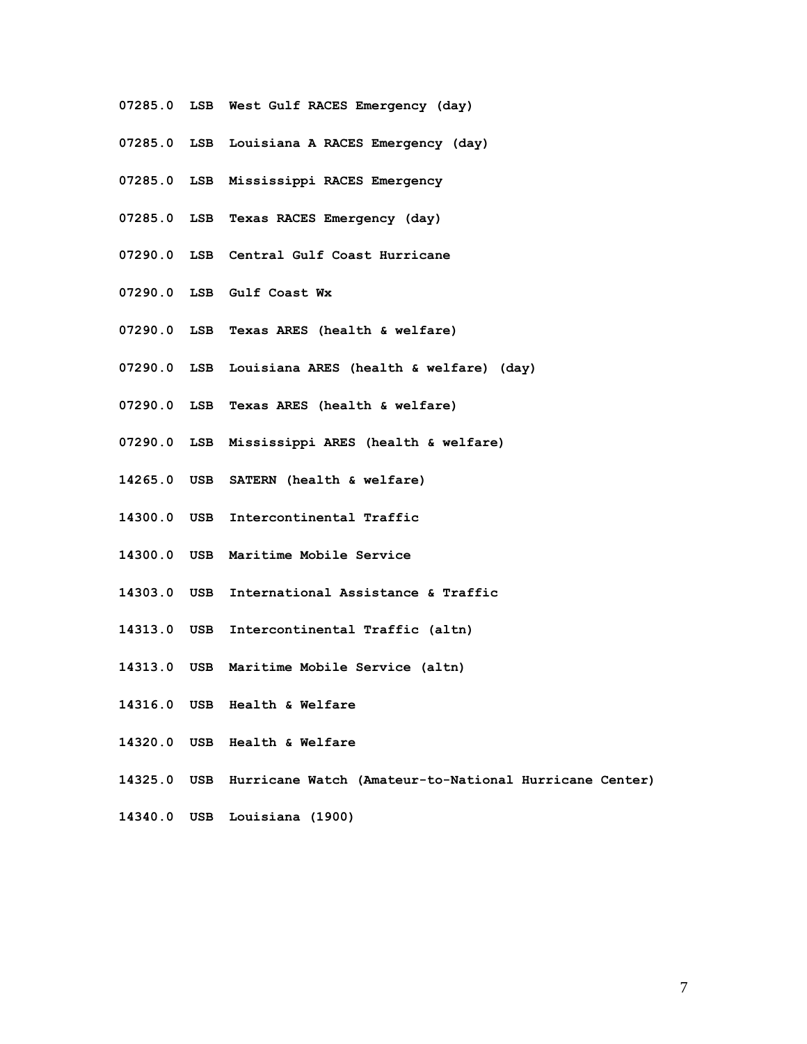**07285.0 LSB West Gulf RACES Emergency (day)**

**07285.0 LSB Louisiana A RACES Emergency (day)**

**07285.0 LSB Mississippi RACES Emergency**

**07285.0 LSB Texas RACES Emergency (day)**

**07290.0 LSB Central Gulf Coast Hurricane**

**07290.0 LSB Gulf Coast Wx**

**07290.0 LSB Texas ARES (health & welfare)**

**07290.0 LSB Louisiana ARES (health & welfare) (day)**

**07290.0 LSB Texas ARES (health & welfare)**

**07290.0 LSB Mississippi ARES (health & welfare)**

**14265.0 USB SATERN (health & welfare)**

**14300.0 USB Intercontinental Traffic**

**14300.0 USB Maritime Mobile Service**

**14303.0 USB International Assistance & Traffic**

**14313.0 USB Intercontinental Traffic (altn)**

**14313.0 USB Maritime Mobile Service (altn)**

**14316.0 USB Health & Welfare**

**14320.0 USB Health & Welfare**

**14325.0 USB Hurricane Watch (Amateur-to-National Hurricane Center)**

**14340.0 USB Louisiana (1900)**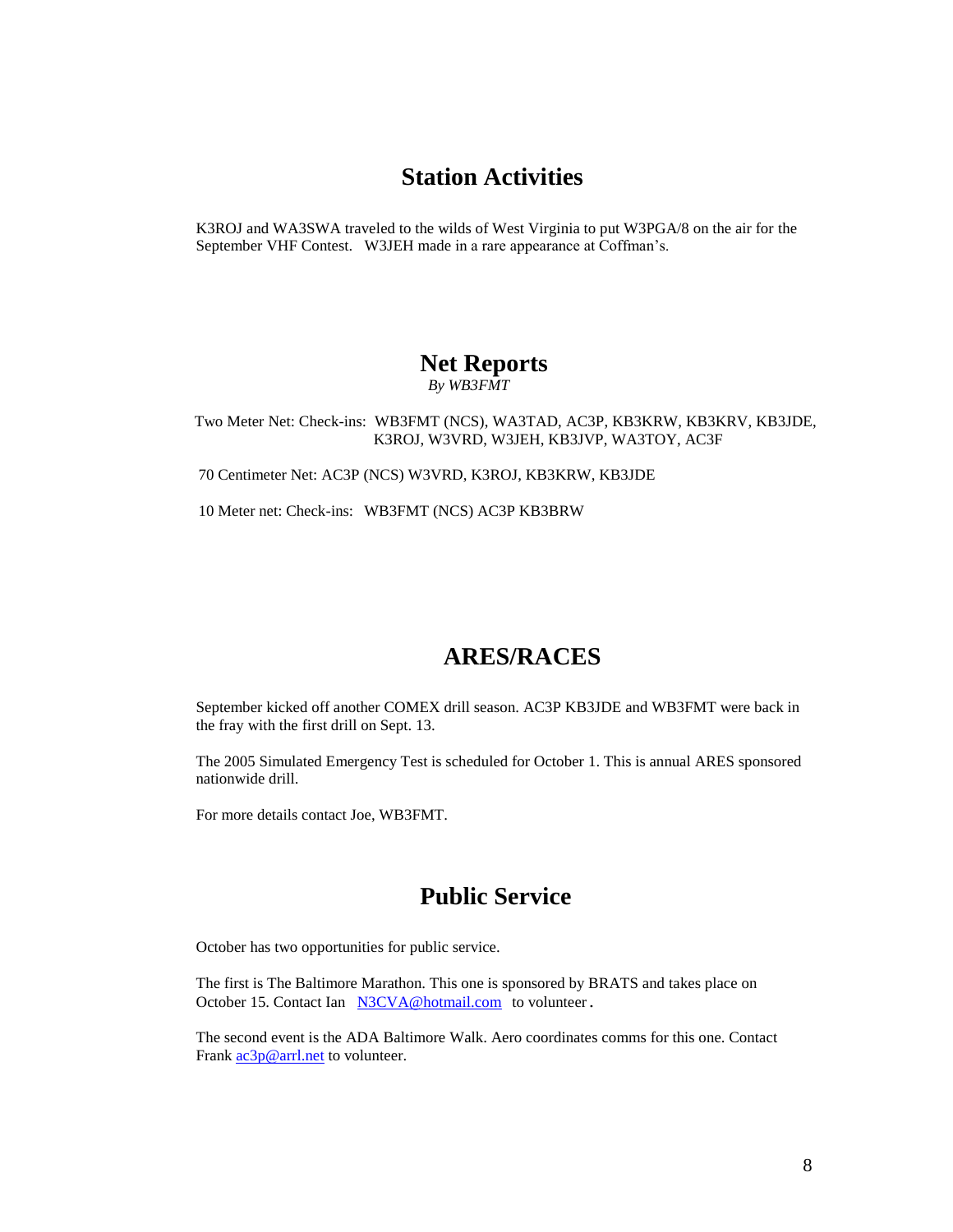# Station Activities

K3ROJ and WA3SWA traveled to the wilds of West Virginia to put W3PGA/8 on the air for the September VHF Contest. W3JEH made in a rare appearance at Coffman's.

# Net Reports

*By WB3FMT*

Two Meter Net: Check-ins: WB3FMT (NCS), WA3TAD, AC3P, KB3KRW, KB3KRV, KB3JDE, K3ROJ, W3VRD, W3JEH, KB3JVP, WA3TOY, AC3F

70 Centimeter Net: AC3P (NCS) W3VRD, K3ROJ, KB3KRW, KB3JDE

10 Meter net: Check-ins: WB3FMT (NCS) AC3P KB3BRW

# ARES/RACES

September kicked off another COMEX drill season. AC3P KB3JDE and WB3FMT were back in the fray with the first drill on Sept. 13.

The 2005 Simulated Emergency Test is scheduled for October 1. This is annual ARES sponsored nationwide drill.

For more details contact Joe, WB3FMT.

# Public Service

October has two opportunities for public service.

The first is The Baltimore Marathon. This one is sponsored by BRATS and takes place on October 15. Contact Ian N3CVA@hotmail.com to volunteer.

The second event is the ADA Baltimore Walk. Aero coordinates comms for this one. Contact Frank ac3p@arrl.net to volunteer.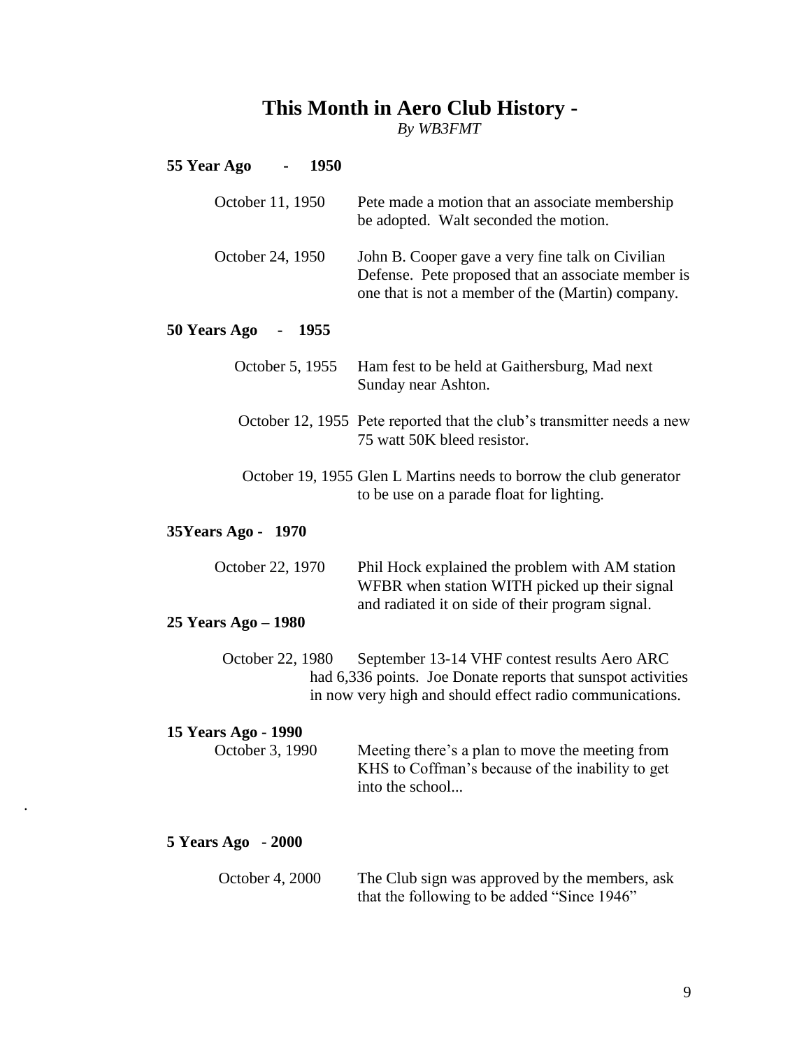# This Month in Aero Club History -

*By WB3FMT*

**55 Year Ago - 1950**

October 11, 1950 — Pete made a motion that an associate membership be adopted. Walt seconded the motion.

October 24, 1950 — John B. Cooper gave a very fine talk on Civilian Defense. Pete proposed that an associate member is one that is not a member of the (Martin) company.

**50 Years Ago - 1955**

October 5, 1955 — Ham fest to be held at Gaithersburg, Mad next Sunday near Ashton.

October 12, 1955 — Pete reported that the club's transmitter needs a new 75 watt 50K bleed resistor.

October 19, 1955 — Glen L Martins needs to borrow the club generator to be use on a parade float for lighting.

**35Years Ago - 1970**

October 22, 1970 — Phil Hock explained the problem with AM station WFBR when station WITH picked up their signal and radiated it on side of their program signal.

**25 Years Ago – 1980**

October 22, 1980 — September 13-14 VHF contest results Aero ARC had 6,336 points. Joe Donate reports that sunspot activities in now very high and should effect radio communications.

**15 Years Ago - 1990**

October 3, 1990 — Meeting there's a plan to move the meeting from KHS to Coffman's because of the inability to get into the school...

.

**5 Years Ago - 2000**

October 4, 2000 — The Club sign was approved by the members, ask that the following to be added "Since 1946"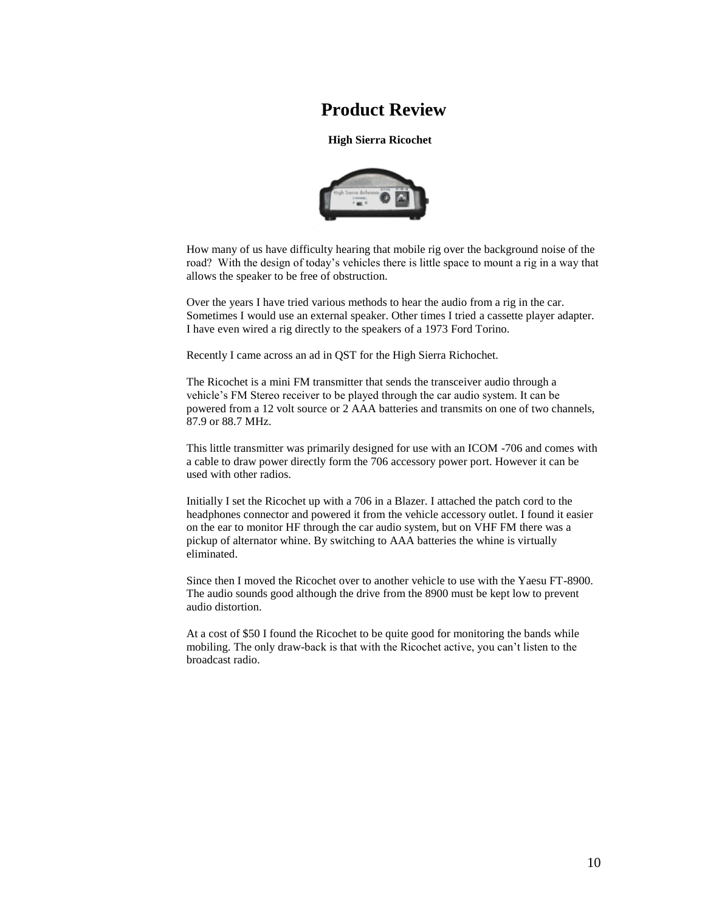# Product Review

### High Sierra Ricochet

How many of us have difficulty hearing that mobile rig over the background noise of the road? With the design of today's vehicles there is little space to mount a rig in a way that allows the speaker to be free of obstruction.

Over the years I have tried various methods to hear the audio from a rig in the car. Sometimes I would use an external speaker. Other times I tried a cassette player adapter. I have even wired a rig directly to the speakers of a 1973 Ford Torino.

Recently I came across an ad in QST for the High Sierra Richochet.

The Ricochet is a mini FM transmitter that sends the transceiver audio through a vehicle's FM Stereo receiver to be played through the car audio system. It can be powered from a 12 volt source or 2 AAA batteries and transmits on one of two channels, 87.9 or 88.7 MHz.

This little transmitter was primarily designed for use with an ICOM -706 and comes with a cable to draw power directly form the 706 accessory power port. However it can be used with other radios.

Initially I set the Ricochet up with a 706 in a Blazer. I attached the patch cord to the headphones connector and powered it from the vehicle accessory outlet. I found it easier on the ear to monitor HF through the car audio system, but on VHF FM there was a pickup of alternator whine. By switching to AAA batteries the whine is virtually eliminated.

Since then I moved the Ricochet over to another vehicle to use with the Yaesu FT-8900. The audio sounds good although the drive from the 8900 must be kept low to prevent audio distortion.

At a cost of $50 I found the Ricochet to be quite good for monitoring the bands while mobiling. The only draw-back is that with the Ricochet active, you can't listen to the broadcast radio.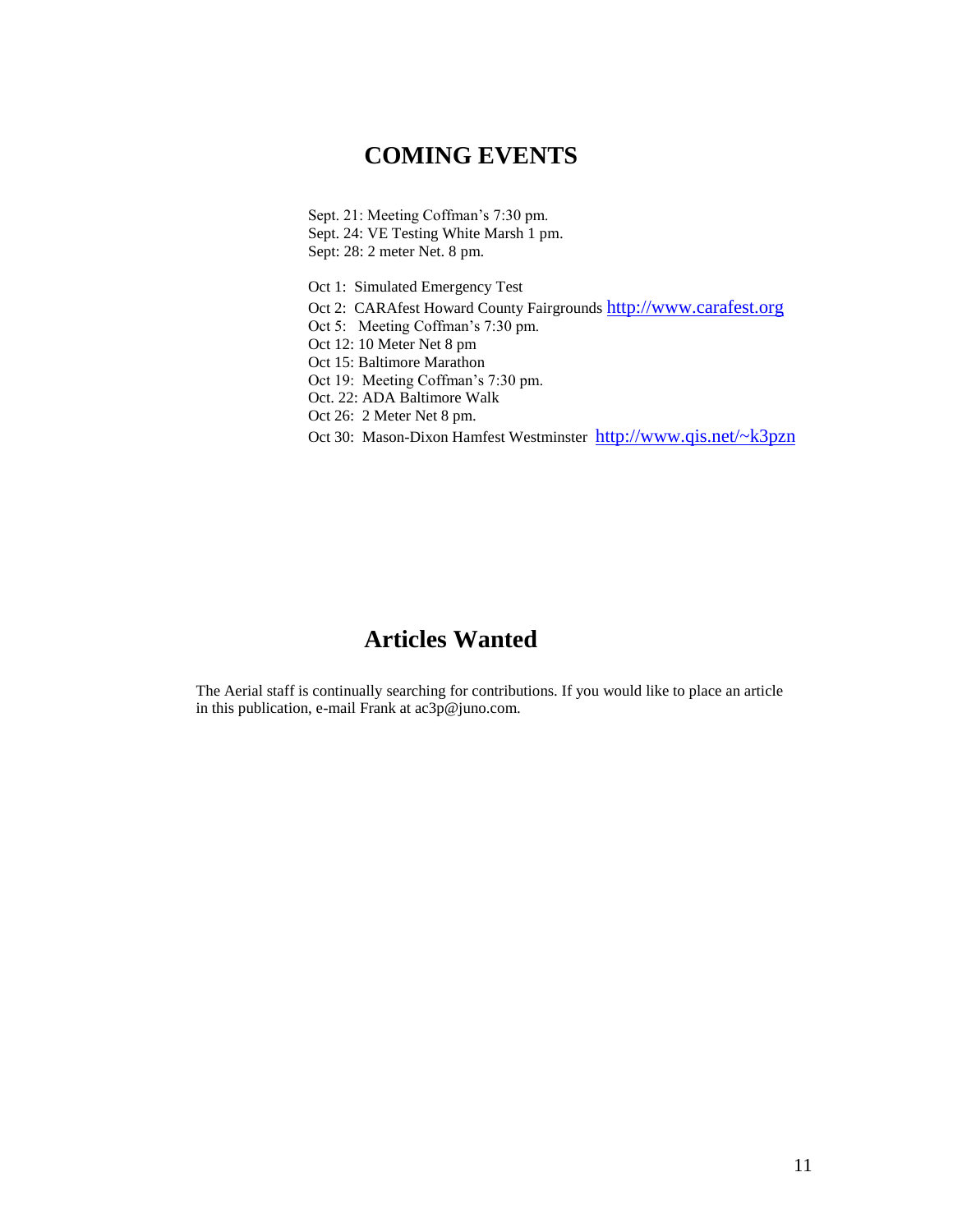## COMING EVENTS

Sept. 21: Meeting Coffman's 7:30 pm.
Sept. 24: VE Testing White Marsh 1 pm.
Sept: 28: 2 meter Net. 8 pm.

Oct 1: Simulated Emergency Test
Oct 2: CARAfest Howard County Fairgrounds http://www.carafest.org
Oct 5: Meeting Coffman's 7:30 pm.
Oct 12: 10 Meter Net 8 pm
Oct 15: Baltimore Marathon
Oct 19: Meeting Coffman's 7:30 pm.
Oct. 22: ADA Baltimore Walk
Oct 26: 2 Meter Net 8 pm.
Oct 30: Mason-Dixon Hamfest Westminster http://www.qis.net/~k3pzn

## Articles Wanted

The Aerial staff is continually searching for contributions. If you would like to place an article in this publication, e-mail Frank at ac3p@juno.com.